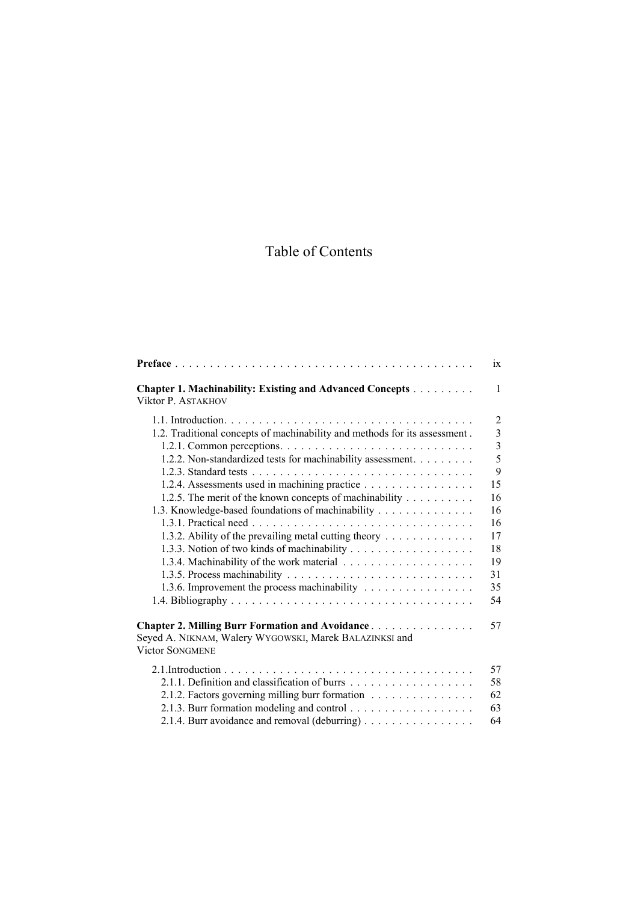# Table of Contents

| | |
|---|---|
| **Preface** | ix |
| **Chapter 1. Machinability: Existing and Advanced Concepts**<br>Viktor P. ASTAKHOV | 1 |
| 1.1. Introduction | 2 |
| 1.2. Traditional concepts of machinability and methods for its assessment | 3 |
| 1.2.1. Common perceptions | 3 |
| 1.2.2. Non-standardized tests for machinability assessment | 5 |
| 1.2.3. Standard tests | 9 |
| 1.2.4. Assessments used in machining practice | 15 |
| 1.2.5. The merit of the known concepts of machinability | 16 |
| 1.3. Knowledge-based foundations of machinability | 16 |
| 1.3.1. Practical need | 16 |
| 1.3.2. Ability of the prevailing metal cutting theory | 17 |
| 1.3.3. Notion of two kinds of machinability | 18 |
| 1.3.4. Machinability of the work material | 19 |
| 1.3.5. Process machinability | 31 |
| 1.3.6. Improvement the process machinability | 35 |
| 1.4. Bibliography | 54 |
| **Chapter 2. Milling Burr Formation and Avoidance**<br>Seyed A. NIKNAM, Walery WYGOWSKI, Marek BALAZINKSI and Victor SONGMENE | 57 |
| 2.1.Introduction | 57 |
| 2.1.1. Definition and classification of burrs | 58 |
| 2.1.2. Factors governing milling burr formation | 62 |
| 2.1.3. Burr formation modeling and control | 63 |
| 2.1.4. Burr avoidance and removal (deburring) | 64 |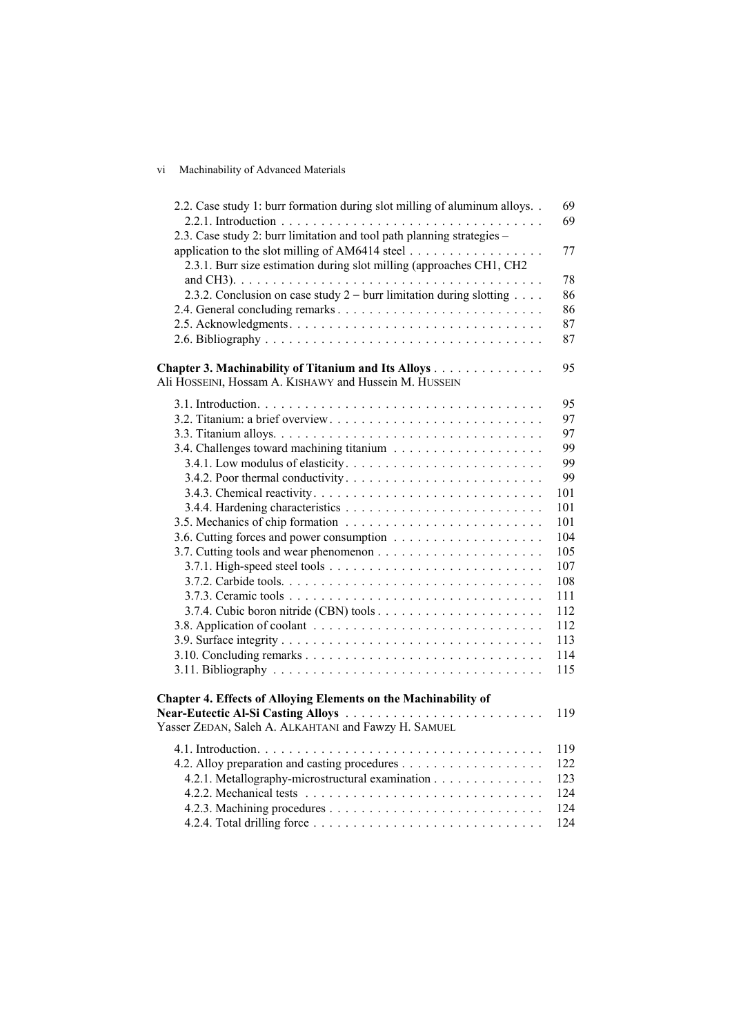2.2. Case study 1: burr formation during slot milling of aluminum alloys. . . 69
 2.2.1. Introduction . . . . . . . . . . . . . . . . . . . . . . . . . . . . . . . . . 69
2.3. Case study 2: burr limitation and tool path planning strategies – application to the slot milling of AM6414 steel . . . . . . . . . . . . . . . . . 77
 2.3.1. Burr size estimation during slot milling (approaches CH1, CH2 and CH3). . . . . . . . . . . . . . . . . . . . . . . . . . . . . . . . . . . . . . 78
 2.3.2. Conclusion on case study 2 – burr limitation during slotting . . . . 86
2.4. General concluding remarks . . . . . . . . . . . . . . . . . . . . . . . . . . 86
2.5. Acknowledgments. . . . . . . . . . . . . . . . . . . . . . . . . . . . . . . . 87
2.6. Bibliography . . . . . . . . . . . . . . . . . . . . . . . . . . . . . . . . . . 87

**Chapter 3. Machinability of Titanium and Its Alloys** . . . . . . . . . . . . . . 95
Ali HOSSEINI, Hossam A. KISHAWY and Hussein M. HUSSEIN

3.1. Introduction. . . . . . . . . . . . . . . . . . . . . . . . . . . . . . . . . . . 95
3.2. Titanium: a brief overview. . . . . . . . . . . . . . . . . . . . . . . . . . . 97
3.3. Titanium alloys. . . . . . . . . . . . . . . . . . . . . . . . . . . . . . . . . 97
3.4. Challenges toward machining titanium . . . . . . . . . . . . . . . . . . . 99
 3.4.1. Low modulus of elasticity. . . . . . . . . . . . . . . . . . . . . . . . . 99
 3.4.2. Poor thermal conductivity. . . . . . . . . . . . . . . . . . . . . . . . . 99
 3.4.3. Chemical reactivity. . . . . . . . . . . . . . . . . . . . . . . . . . . . 101
 3.4.4. Hardening characteristics . . . . . . . . . . . . . . . . . . . . . . . . 101
3.5. Mechanics of chip formation . . . . . . . . . . . . . . . . . . . . . . . . . 101
3.6. Cutting forces and power consumption . . . . . . . . . . . . . . . . . . . 104
3.7. Cutting tools and wear phenomenon . . . . . . . . . . . . . . . . . . . . . 105
 3.7.1. High-speed steel tools . . . . . . . . . . . . . . . . . . . . . . . . . . 107
 3.7.2. Carbide tools. . . . . . . . . . . . . . . . . . . . . . . . . . . . . . . . 108
 3.7.3. Ceramic tools . . . . . . . . . . . . . . . . . . . . . . . . . . . . . . . 111
 3.7.4. Cubic boron nitride (CBN) tools . . . . . . . . . . . . . . . . . . . . 112
3.8. Application of coolant . . . . . . . . . . . . . . . . . . . . . . . . . . . . 112
3.9. Surface integrity . . . . . . . . . . . . . . . . . . . . . . . . . . . . . . . . 113
3.10. Concluding remarks . . . . . . . . . . . . . . . . . . . . . . . . . . . . . 114
3.11. Bibliography . . . . . . . . . . . . . . . . . . . . . . . . . . . . . . . . . 115

**Chapter 4. Effects of Alloying Elements on the Machinability of Near-Eutectic Al-Si Casting Alloys** . . . . . . . . . . . . . . . . . . . . . . . . . 119
Yasser ZEDAN, Saleh A. ALKAHTANI and Fawzy H. SAMUEL

4.1. Introduction. . . . . . . . . . . . . . . . . . . . . . . . . . . . . . . . . . . 119
4.2. Alloy preparation and casting procedures . . . . . . . . . . . . . . . . . . 122
 4.2.1. Metallography-microstructural examination . . . . . . . . . . . . . . 123
 4.2.2. Mechanical tests . . . . . . . . . . . . . . . . . . . . . . . . . . . . . 124
 4.2.3. Machining procedures . . . . . . . . . . . . . . . . . . . . . . . . . . 124
 4.2.4. Total drilling force . . . . . . . . . . . . . . . . . . . . . . . . . . . . 124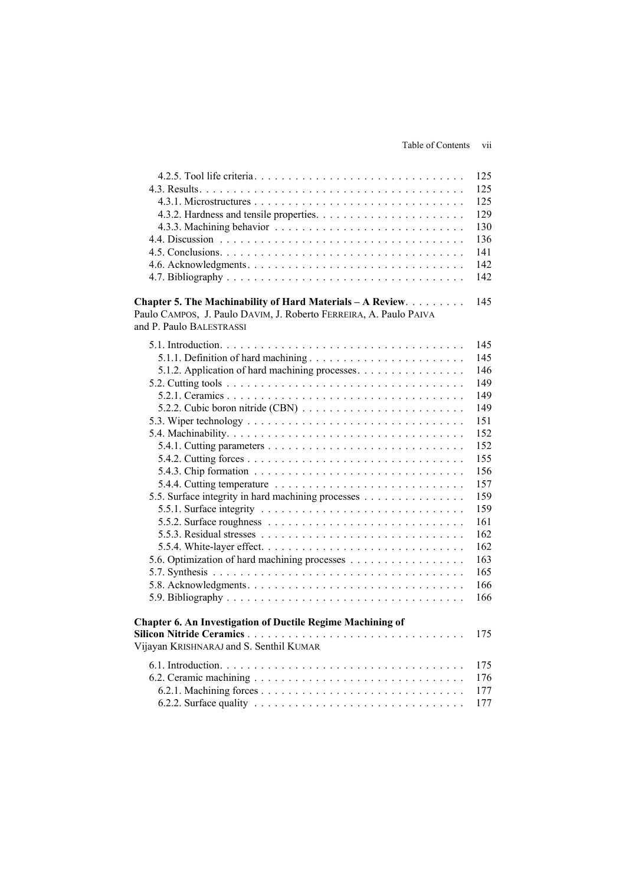4.2.5. Tool life criteria . . . . . . . . . . . . . . . . . . . . . . . . . . . . . . . 125
4.3. Results . . . . . . . . . . . . . . . . . . . . . . . . . . . . . . . . . . . . . . . 125
4.3.1. Microstructures . . . . . . . . . . . . . . . . . . . . . . . . . . . . . . . 125
4.3.2. Hardness and tensile properties . . . . . . . . . . . . . . . . . . . . . . 129
4.3.3. Machining behavior . . . . . . . . . . . . . . . . . . . . . . . . . . . . 130
4.4. Discussion . . . . . . . . . . . . . . . . . . . . . . . . . . . . . . . . . . . . 136
4.5. Conclusions . . . . . . . . . . . . . . . . . . . . . . . . . . . . . . . . . . . 141
4.6. Acknowledgments . . . . . . . . . . . . . . . . . . . . . . . . . . . . . . . . 142
4.7. Bibliography . . . . . . . . . . . . . . . . . . . . . . . . . . . . . . . . . . 142

**Chapter 5. The Machinability of Hard Materials – A Review** . . . . . . . . . 145
Paulo CAMPOS, J. Paulo DAVIM, J. Roberto FERREIRA, A. Paulo PAIVA and P. Paulo BALESTRASSI

5.1. Introduction . . . . . . . . . . . . . . . . . . . . . . . . . . . . . . . . . . . 145
5.1.1. Definition of hard machining . . . . . . . . . . . . . . . . . . . . . . . 145
5.1.2. Application of hard machining processes . . . . . . . . . . . . . . . . 146
5.2. Cutting tools . . . . . . . . . . . . . . . . . . . . . . . . . . . . . . . . . . 149
5.2.1. Ceramics . . . . . . . . . . . . . . . . . . . . . . . . . . . . . . . . . . 149
5.2.2. Cubic boron nitride (CBN) . . . . . . . . . . . . . . . . . . . . . . . . 149
5.3. Wiper technology . . . . . . . . . . . . . . . . . . . . . . . . . . . . . . . . 151
5.4. Machinability . . . . . . . . . . . . . . . . . . . . . . . . . . . . . . . . . . 152
5.4.1. Cutting parameters . . . . . . . . . . . . . . . . . . . . . . . . . . . . 152
5.4.2. Cutting forces . . . . . . . . . . . . . . . . . . . . . . . . . . . . . . . 155
5.4.3. Chip formation . . . . . . . . . . . . . . . . . . . . . . . . . . . . . . 156
5.4.4. Cutting temperature . . . . . . . . . . . . . . . . . . . . . . . . . . . . 157
5.5. Surface integrity in hard machining processes . . . . . . . . . . . . . . . 159
5.5.1. Surface integrity . . . . . . . . . . . . . . . . . . . . . . . . . . . . . 159
5.5.2. Surface roughness . . . . . . . . . . . . . . . . . . . . . . . . . . . . 161
5.5.3. Residual stresses . . . . . . . . . . . . . . . . . . . . . . . . . . . . . 162
5.5.4. White-layer effect . . . . . . . . . . . . . . . . . . . . . . . . . . . . . 162
5.6. Optimization of hard machining processes . . . . . . . . . . . . . . . . . 163
5.7. Synthesis . . . . . . . . . . . . . . . . . . . . . . . . . . . . . . . . . . . . 165
5.8. Acknowledgments . . . . . . . . . . . . . . . . . . . . . . . . . . . . . . . . 166
5.9. Bibliography . . . . . . . . . . . . . . . . . . . . . . . . . . . . . . . . . . 166

**Chapter 6. An Investigation of Ductile Regime Machining of Silicon Nitride Ceramics** . . . . . . . . . . . . . . . . . . . . . . . . . . . . . . . . 175
Vijayan KRISHNARAJ and S. Senthil KUMAR

6.1. Introduction . . . . . . . . . . . . . . . . . . . . . . . . . . . . . . . . . . . 175
6.2. Ceramic machining . . . . . . . . . . . . . . . . . . . . . . . . . . . . . . . 176
6.2.1. Machining forces . . . . . . . . . . . . . . . . . . . . . . . . . . . . . 177
6.2.2. Surface quality . . . . . . . . . . . . . . . . . . . . . . . . . . . . . . 177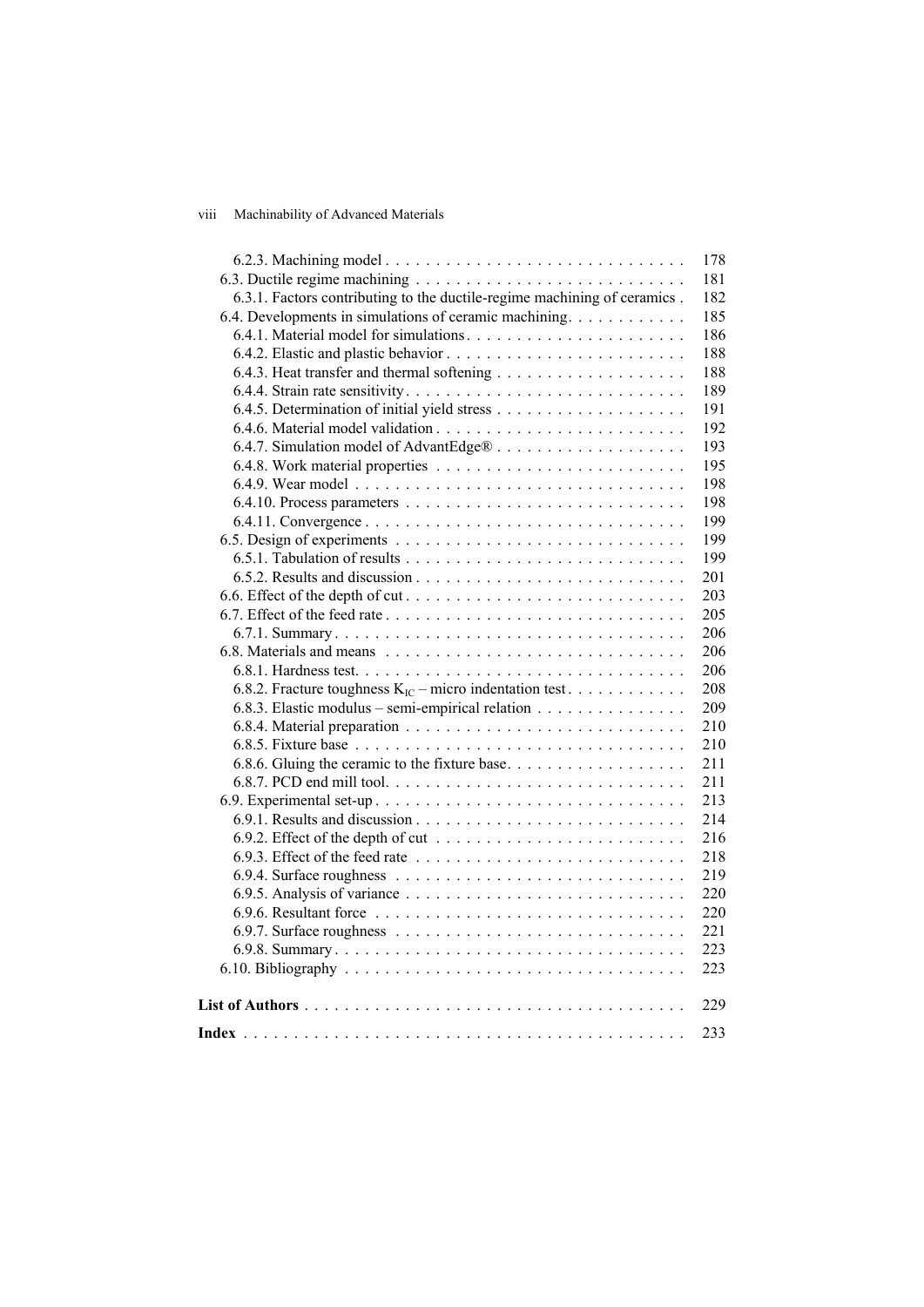6.2.3. Machining model . . . . . . . . . . . . . . . . . . . . . . . . . . . . . 178
6.3. Ductile regime machining . . . . . . . . . . . . . . . . . . . . . . . . . . . 181
6.3.1. Factors contributing to the ductile-regime machining of ceramics . 182
6.4. Developments in simulations of ceramic machining. . . . . . . . . . . . 185
6.4.1. Material model for simulations. . . . . . . . . . . . . . . . . . . . . . 186
6.4.2. Elastic and plastic behavior . . . . . . . . . . . . . . . . . . . . . . . . 188
6.4.3. Heat transfer and thermal softening . . . . . . . . . . . . . . . . . . . 188
6.4.4. Strain rate sensitivity. . . . . . . . . . . . . . . . . . . . . . . . . . . . 189
6.4.5. Determination of initial yield stress . . . . . . . . . . . . . . . . . . . 191
6.4.6. Material model validation . . . . . . . . . . . . . . . . . . . . . . . . . 192
6.4.7. Simulation model of AdvantEdge® . . . . . . . . . . . . . . . . . . . 193
6.4.8. Work material properties . . . . . . . . . . . . . . . . . . . . . . . . . 195
6.4.9. Wear model . . . . . . . . . . . . . . . . . . . . . . . . . . . . . . . . . 198
6.4.10. Process parameters . . . . . . . . . . . . . . . . . . . . . . . . . . . . 198
6.4.11. Convergence . . . . . . . . . . . . . . . . . . . . . . . . . . . . . . . . 199
6.5. Design of experiments . . . . . . . . . . . . . . . . . . . . . . . . . . . . 199
6.5.1. Tabulation of results . . . . . . . . . . . . . . . . . . . . . . . . . . . . 199
6.5.2. Results and discussion . . . . . . . . . . . . . . . . . . . . . . . . . . . 201
6.6. Effect of the depth of cut . . . . . . . . . . . . . . . . . . . . . . . . . . . 203
6.7. Effect of the feed rate . . . . . . . . . . . . . . . . . . . . . . . . . . . . . 205
6.7.1. Summary . . . . . . . . . . . . . . . . . . . . . . . . . . . . . . . . . . . 206
6.8. Materials and means . . . . . . . . . . . . . . . . . . . . . . . . . . . . . 206
6.8.1. Hardness test. . . . . . . . . . . . . . . . . . . . . . . . . . . . . . . . . 206
6.8.2. Fracture toughness $K_{IC}$ – micro indentation test . . . . . . . . . . . 208
6.8.3. Elastic modulus – semi-empirical relation . . . . . . . . . . . . . . . 209
6.8.4. Material preparation . . . . . . . . . . . . . . . . . . . . . . . . . . . . 210
6.8.5. Fixture base . . . . . . . . . . . . . . . . . . . . . . . . . . . . . . . . . 210
6.8.6. Gluing the ceramic to the fixture base. . . . . . . . . . . . . . . . . . 211
6.8.7. PCD end mill tool. . . . . . . . . . . . . . . . . . . . . . . . . . . . . . 211
6.9. Experimental set-up . . . . . . . . . . . . . . . . . . . . . . . . . . . . . . 213
6.9.1. Results and discussion . . . . . . . . . . . . . . . . . . . . . . . . . . . 214
6.9.2. Effect of the depth of cut . . . . . . . . . . . . . . . . . . . . . . . . . 216
6.9.3. Effect of the feed rate . . . . . . . . . . . . . . . . . . . . . . . . . . . 218
6.9.4. Surface roughness . . . . . . . . . . . . . . . . . . . . . . . . . . . . . 219
6.9.5. Analysis of variance . . . . . . . . . . . . . . . . . . . . . . . . . . . . 220
6.9.6. Resultant force . . . . . . . . . . . . . . . . . . . . . . . . . . . . . . . 220
6.9.7. Surface roughness . . . . . . . . . . . . . . . . . . . . . . . . . . . . . 221
6.9.8. Summary . . . . . . . . . . . . . . . . . . . . . . . . . . . . . . . . . . . 223
6.10. Bibliography . . . . . . . . . . . . . . . . . . . . . . . . . . . . . . . . . 223

**List of Authors** . . . . . . . . . . . . . . . . . . . . . . . . . . . . . . . . . . 229

**Index** . . . . . . . . . . . . . . . . . . . . . . . . . . . . . . . . . . . . . . . 233